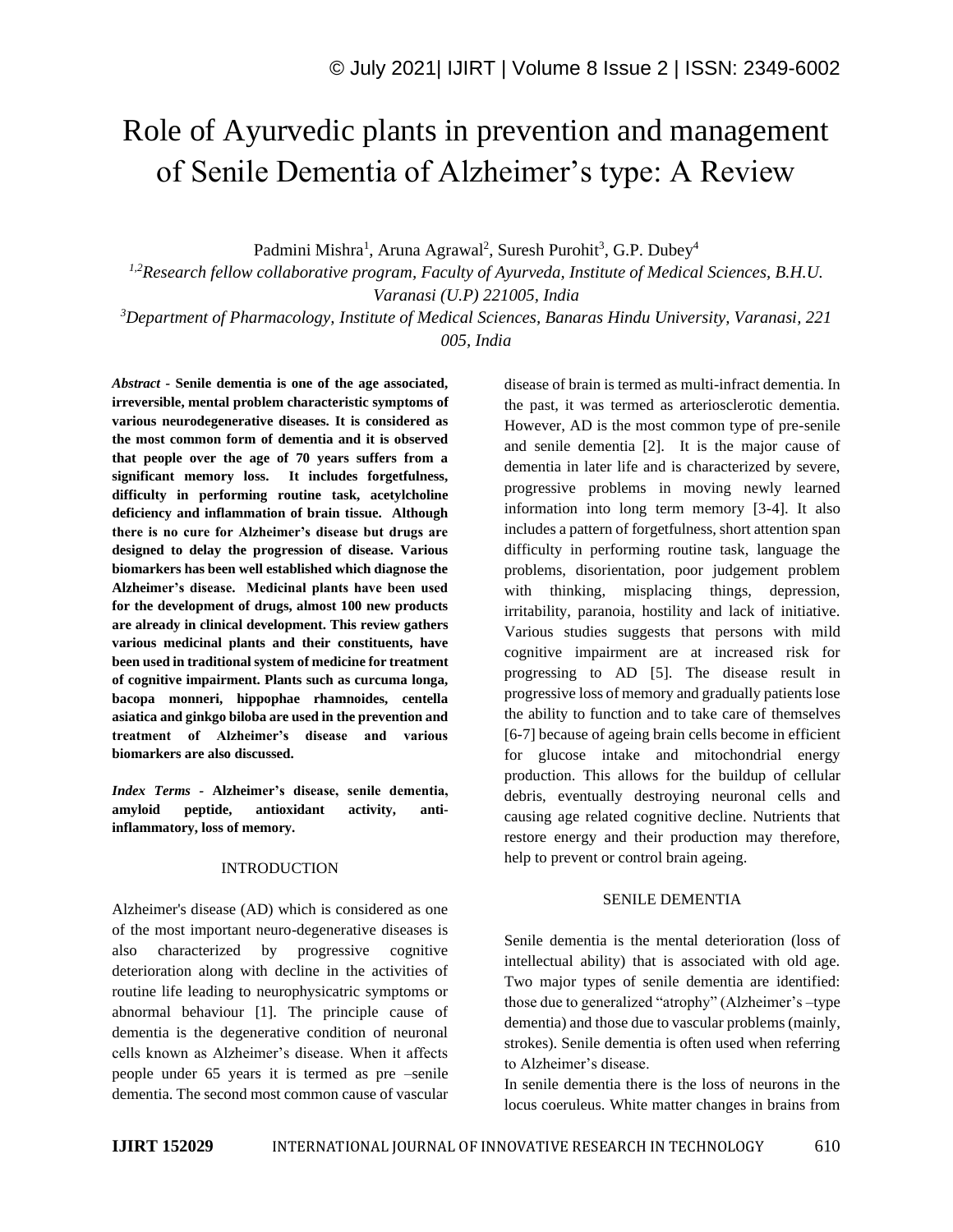# Role of Ayurvedic plants in prevention and management of Senile Dementia of Alzheimer's type: A Review

Padmini Mishra[1], Aruna Agrawal[2], Suresh Purohit[3], G.P. Dubey[4]

[1,2]*Research fellow collaborative program, Faculty of Ayurveda, Institute of Medical Sciences, B.H.U. Varanasi (U.P) 221005, India*

[3]*Department of Pharmacology, Institute of Medical Sciences, Banaras Hindu University, Varanasi, 221 005, India*

***Abstract* - Senile dementia is one of the age associated, irreversible, mental problem characteristic symptoms of various neurodegenerative diseases. It is considered as the most common form of dementia and it is observed that people over the age of 70 years suffers from a significant memory loss. It includes forgetfulness, difficulty in performing routine task, acetylcholine deficiency and inflammation of brain tissue. Although there is no cure for Alzheimer's disease but drugs are designed to delay the progression of disease. Various biomarkers has been well established which diagnose the Alzheimer's disease. Medicinal plants have been used for the development of drugs, almost 100 new products are already in clinical development. This review gathers various medicinal plants and their constituents, have been used in traditional system of medicine for treatment of cognitive impairment. Plants such as curcuma longa, bacopa monneri, hippophae rhamnoides, centella asiatica and ginkgo biloba are used in the prevention and treatment of Alzheimer's disease and various biomarkers are also discussed.**

***Index Terms* - Alzheimer's disease, senile dementia, amyloid peptide, antioxidant activity, anti-inflammatory, loss of memory.**

## INTRODUCTION

Alzheimer's disease (AD) which is considered as one of the most important neuro-degenerative diseases is also characterized by progressive cognitive deterioration along with decline in the activities of routine life leading to neurophysicatric symptoms or abnormal behaviour [1]. The principle cause of dementia is the degenerative condition of neuronal cells known as Alzheimer's disease. When it affects people under 65 years it is termed as pre –senile dementia. The second most common cause of vascular disease of brain is termed as multi-infract dementia. In the past, it was termed as arteriosclerotic dementia. However, AD is the most common type of pre-senile and senile dementia [2]. It is the major cause of dementia in later life and is characterized by severe, progressive problems in moving newly learned information into long term memory [3-4]. It also includes a pattern of forgetfulness, short attention span difficulty in performing routine task, language the problems, disorientation, poor judgement problem with thinking, misplacing things, depression, irritability, paranoia, hostility and lack of initiative. Various studies suggests that persons with mild cognitive impairment are at increased risk for progressing to AD [5]. The disease result in progressive loss of memory and gradually patients lose the ability to function and to take care of themselves [6-7] because of ageing brain cells become in efficient for glucose intake and mitochondrial energy production. This allows for the buildup of cellular debris, eventually destroying neuronal cells and causing age related cognitive decline. Nutrients that restore energy and their production may therefore, help to prevent or control brain ageing.

## SENILE DEMENTIA

Senile dementia is the mental deterioration (loss of intellectual ability) that is associated with old age. Two major types of senile dementia are identified: those due to generalized "atrophy" (Alzheimer's –type dementia) and those due to vascular problems (mainly, strokes). Senile dementia is often used when referring to Alzheimer's disease.

In senile dementia there is the loss of neurons in the locus coeruleus. White matter changes in brains from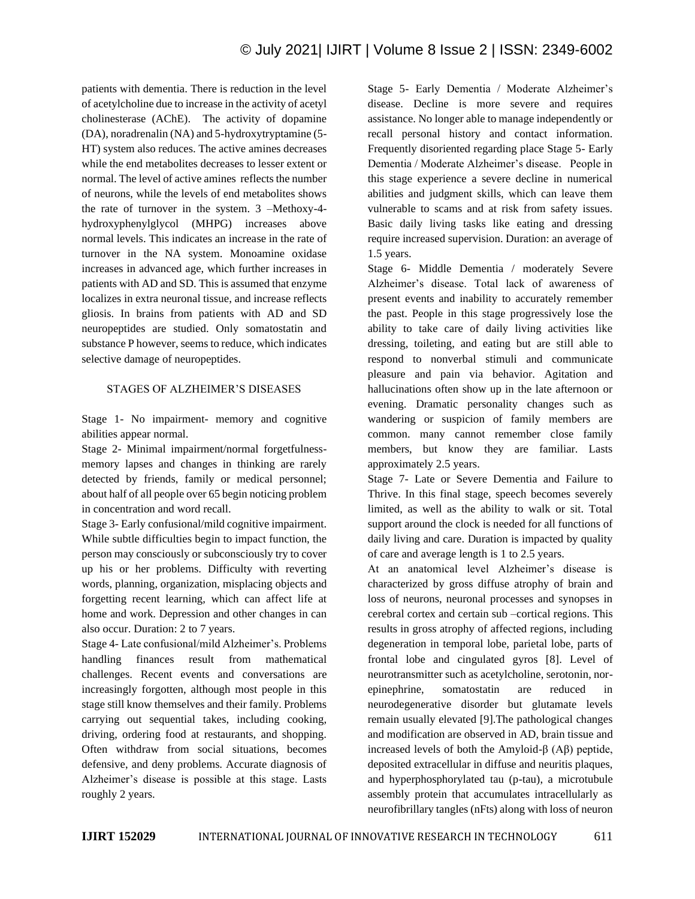patients with dementia. There is reduction in the level of acetylcholine due to increase in the activity of acetyl cholinesterase (AChE). The activity of dopamine (DA), noradrenalin (NA) and 5-hydroxytryptamine (5-HT) system also reduces. The active amines decreases while the end metabolites decreases to lesser extent or normal. The level of active amines reflects the number of neurons, while the levels of end metabolites shows the rate of turnover in the system. 3 –Methoxy-4-hydroxyphenylglycol (MHPG) increases above normal levels. This indicates an increase in the rate of turnover in the NA system. Monoamine oxidase increases in advanced age, which further increases in patients with AD and SD. This is assumed that enzyme localizes in extra neuronal tissue, and increase reflects gliosis. In brains from patients with AD and SD neuropeptides are studied. Only somatostatin and substance P however, seems to reduce, which indicates selective damage of neuropeptides.

## STAGES OF ALZHEIMER'S DISEASES

Stage 1- No impairment- memory and cognitive abilities appear normal.

Stage 2- Minimal impairment/normal forgetfulness- memory lapses and changes in thinking are rarely detected by friends, family or medical personnel; about half of all people over 65 begin noticing problem in concentration and word recall.

Stage 3- Early confusional/mild cognitive impairment. While subtle difficulties begin to impact function, the person may consciously or subconsciously try to cover up his or her problems. Difficulty with reverting words, planning, organization, misplacing objects and forgetting recent learning, which can affect life at home and work. Depression and other changes in can also occur. Duration: 2 to 7 years.

Stage 4- Late confusional/mild Alzheimer's. Problems handling finances result from mathematical challenges. Recent events and conversations are increasingly forgotten, although most people in this stage still know themselves and their family. Problems carrying out sequential takes, including cooking, driving, ordering food at restaurants, and shopping. Often withdraw from social situations, becomes defensive, and deny problems. Accurate diagnosis of Alzheimer's disease is possible at this stage. Lasts roughly 2 years.

Stage 5- Early Dementia / Moderate Alzheimer's disease. Decline is more severe and requires assistance. No longer able to manage independently or recall personal history and contact information. Frequently disoriented regarding place Stage 5- Early Dementia / Moderate Alzheimer's disease. People in this stage experience a severe decline in numerical abilities and judgment skills, which can leave them vulnerable to scams and at risk from safety issues. Basic daily living tasks like eating and dressing require increased supervision. Duration: an average of 1.5 years.

Stage 6- Middle Dementia / moderately Severe Alzheimer's disease. Total lack of awareness of present events and inability to accurately remember the past. People in this stage progressively lose the ability to take care of daily living activities like dressing, toileting, and eating but are still able to respond to nonverbal stimuli and communicate pleasure and pain via behavior. Agitation and hallucinations often show up in the late afternoon or evening. Dramatic personality changes such as wandering or suspicion of family members are common. many cannot remember close family members, but know they are familiar. Lasts approximately 2.5 years.

Stage 7- Late or Severe Dementia and Failure to Thrive. In this final stage, speech becomes severely limited, as well as the ability to walk or sit. Total support around the clock is needed for all functions of daily living and care. Duration is impacted by quality of care and average length is 1 to 2.5 years.

At an anatomical level Alzheimer's disease is characterized by gross diffuse atrophy of brain and loss of neurons, neuronal processes and synopses in cerebral cortex and certain sub –cortical regions. This results in gross atrophy of affected regions, including degeneration in temporal lobe, parietal lobe, parts of frontal lobe and cingulated gyros [8]. Level of neurotransmitter such as acetylcholine, serotonin, nor-epinephrine, somatostatin are reduced in neurodegenerative disorder but glutamate levels remain usually elevated [9].The pathological changes and modification are observed in AD, brain tissue and increased levels of both the Amyloid-β (Aβ) peptide, deposited extracellular in diffuse and neuritis plaques, and hyperphosphorylated tau (p-tau), a microtubule assembly protein that accumulates intracellularly as neurofibrillary tangles (nFts) along with loss of neuron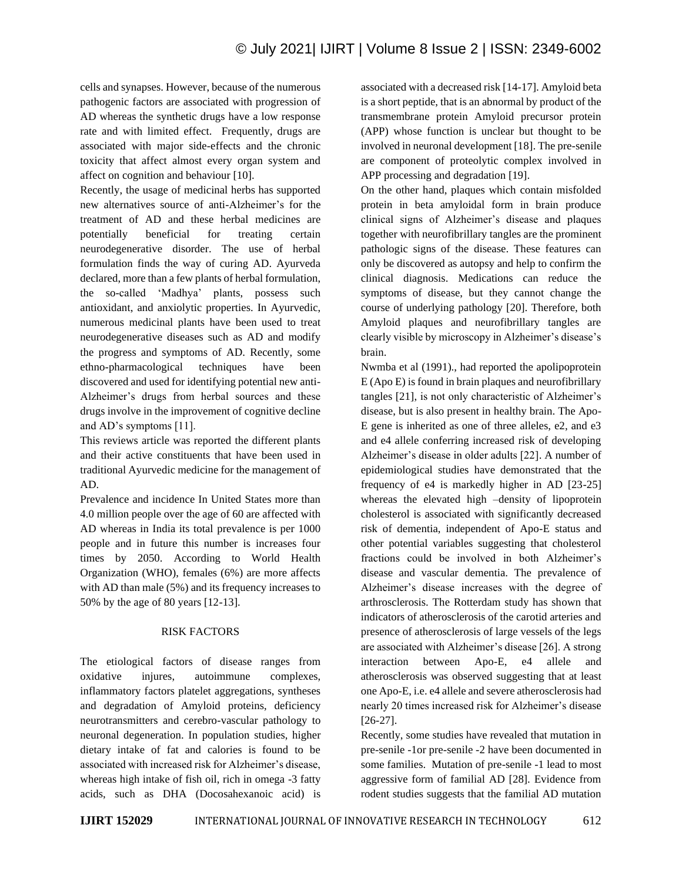cells and synapses. However, because of the numerous pathogenic factors are associated with progression of AD whereas the synthetic drugs have a low response rate and with limited effect. Frequently, drugs are associated with major side-effects and the chronic toxicity that affect almost every organ system and affect on cognition and behaviour [10].

Recently, the usage of medicinal herbs has supported new alternatives source of anti-Alzheimer's for the treatment of AD and these herbal medicines are potentially beneficial for treating certain neurodegenerative disorder. The use of herbal formulation finds the way of curing AD. Ayurveda declared, more than a few plants of herbal formulation, the so-called 'Madhya' plants, possess such antioxidant, and anxiolytic properties. In Ayurvedic, numerous medicinal plants have been used to treat neurodegenerative diseases such as AD and modify the progress and symptoms of AD. Recently, some ethno-pharmacological techniques have been discovered and used for identifying potential new anti-Alzheimer's drugs from herbal sources and these drugs involve in the improvement of cognitive decline and AD's symptoms [11].

This reviews article was reported the different plants and their active constituents that have been used in traditional Ayurvedic medicine for the management of AD.

Prevalence and incidence In United States more than 4.0 million people over the age of 60 are affected with AD whereas in India its total prevalence is per 1000 people and in future this number is increases four times by 2050. According to World Health Organization (WHO), females (6%) are more affects with AD than male (5%) and its frequency increases to 50% by the age of 80 years [12-13].

## RISK FACTORS

The etiological factors of disease ranges from oxidative injures, autoimmune complexes, inflammatory factors platelet aggregations, syntheses and degradation of Amyloid proteins, deficiency neurotransmitters and cerebro-vascular pathology to neuronal degeneration. In population studies, higher dietary intake of fat and calories is found to be associated with increased risk for Alzheimer's disease, whereas high intake of fish oil, rich in omega -3 fatty acids, such as DHA (Docosahexanoic acid) is associated with a decreased risk [14-17]. Amyloid beta is a short peptide, that is an abnormal by product of the transmembrane protein Amyloid precursor protein (APP) whose function is unclear but thought to be involved in neuronal development [18]. The pre-senile are component of proteolytic complex involved in APP processing and degradation [19].

On the other hand, plaques which contain misfolded protein in beta amyloidal form in brain produce clinical signs of Alzheimer's disease and plaques together with neurofibrillary tangles are the prominent pathologic signs of the disease. These features can only be discovered as autopsy and help to confirm the clinical diagnosis. Medications can reduce the symptoms of disease, but they cannot change the course of underlying pathology [20]. Therefore, both Amyloid plaques and neurofibrillary tangles are clearly visible by microscopy in Alzheimer's disease's brain.

Nwmba et al (1991)., had reported the apolipoprotein E (Apo E) is found in brain plaques and neurofibrillary tangles [21], is not only characteristic of Alzheimer's disease, but is also present in healthy brain. The Apo-E gene is inherited as one of three alleles, e2, and e3 and e4 allele conferring increased risk of developing Alzheimer's disease in older adults [22]. A number of epidemiological studies have demonstrated that the frequency of e4 is markedly higher in AD [23-25] whereas the elevated high –density of lipoprotein cholesterol is associated with significantly decreased risk of dementia, independent of Apo-E status and other potential variables suggesting that cholesterol fractions could be involved in both Alzheimer's disease and vascular dementia. The prevalence of Alzheimer's disease increases with the degree of arthrosclerosis. The Rotterdam study has shown that indicators of atherosclerosis of the carotid arteries and presence of atherosclerosis of large vessels of the legs are associated with Alzheimer's disease [26]. A strong interaction between Apo-E, e4 allele and atherosclerosis was observed suggesting that at least one Apo-E, i.e. e4 allele and severe atherosclerosis had nearly 20 times increased risk for Alzheimer's disease [26-27].

Recently, some studies have revealed that mutation in pre-senile -1or pre-senile -2 have been documented in some families. Mutation of pre-senile -1 lead to most aggressive form of familial AD [28]. Evidence from rodent studies suggests that the familial AD mutation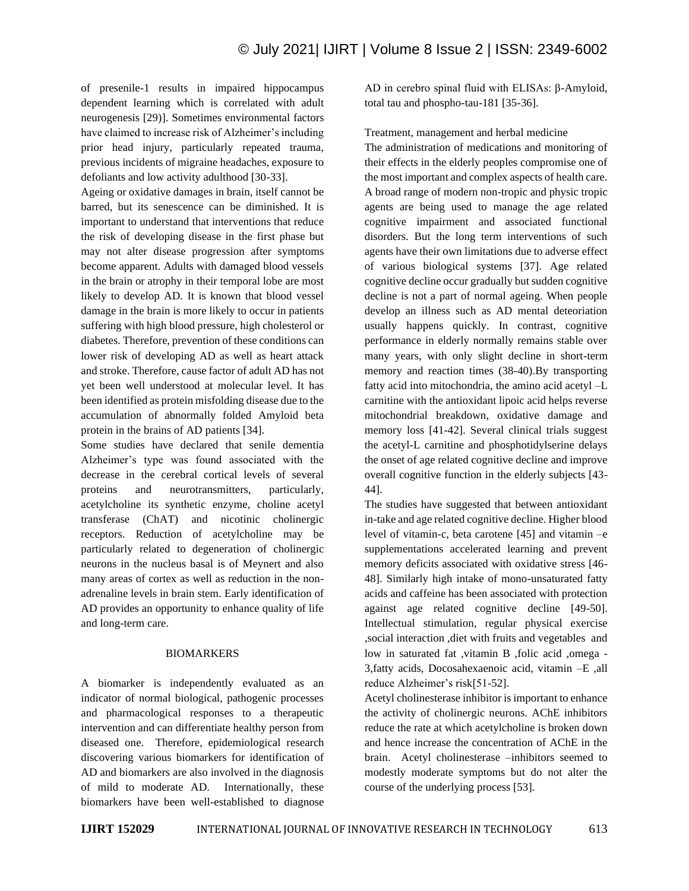of presenile-1 results in impaired hippocampus dependent learning which is correlated with adult neurogenesis [29])]. Sometimes environmental factors have claimed to increase risk of Alzheimer's including prior head injury, particularly repeated trauma, previous incidents of migraine headaches, exposure to defoliants and low activity adulthood [30-33].

Ageing or oxidative damages in brain, itself cannot be barred, but its senescence can be diminished. It is important to understand that interventions that reduce the risk of developing disease in the first phase but may not alter disease progression after symptoms become apparent. Adults with damaged blood vessels in the brain or atrophy in their temporal lobe are most likely to develop AD. It is known that blood vessel damage in the brain is more likely to occur in patients suffering with high blood pressure, high cholesterol or diabetes. Therefore, prevention of these conditions can lower risk of developing AD as well as heart attack and stroke. Therefore, cause factor of adult AD has not yet been well understood at molecular level. It has been identified as protein misfolding disease due to the accumulation of abnormally folded Amyloid beta protein in the brains of AD patients [34].

Some studies have declared that senile dementia Alzheimer's type was found associated with the decrease in the cerebral cortical levels of several proteins and neurotransmitters, particularly, acetylcholine its synthetic enzyme, choline acetyl transferase (ChAT) and nicotinic cholinergic receptors. Reduction of acetylcholine may be particularly related to degeneration of cholinergic neurons in the nucleus basal is of Meynert and also many areas of cortex as well as reduction in the non-adrenaline levels in brain stem. Early identification of AD provides an opportunity to enhance quality of life and long-term care.

## BIOMARKERS

A biomarker is independently evaluated as an indicator of normal biological, pathogenic processes and pharmacological responses to a therapeutic intervention and can differentiate healthy person from diseased one. Therefore, epidemiological research discovering various biomarkers for identification of AD and biomarkers are also involved in the diagnosis of mild to moderate AD. Internationally, these biomarkers have been well-established to diagnose AD in cerebro spinal fluid with ELISAs: β-Amyloid, total tau and phospho-tau-181 [35-36].

## Treatment, management and herbal medicine

The administration of medications and monitoring of their effects in the elderly peoples compromise one of the most important and complex aspects of health care. A broad range of modern non-tropic and physic tropic agents are being used to manage the age related cognitive impairment and associated functional disorders. But the long term interventions of such agents have their own limitations due to adverse effect of various biological systems [37]. Age related cognitive decline occur gradually but sudden cognitive decline is not a part of normal ageing. When people develop an illness such as AD mental deteoriation usually happens quickly. In contrast, cognitive performance in elderly normally remains stable over many years, with only slight decline in short-term memory and reaction times (38-40).By transporting fatty acid into mitochondria, the amino acid acetyl –L carnitine with the antioxidant lipoic acid helps reverse mitochondrial breakdown, oxidative damage and memory loss [41-42]. Several clinical trials suggest the acetyl-L carnitine and phosphotidylserine delays the onset of age related cognitive decline and improve overall cognitive function in the elderly subjects [43-44].

The studies have suggested that between antioxidant in-take and age related cognitive decline. Higher blood level of vitamin-c, beta carotene [45] and vitamin –e supplementations accelerated learning and prevent memory deficits associated with oxidative stress [46-48]. Similarly high intake of mono-unsaturated fatty acids and caffeine has been associated with protection against age related cognitive decline [49-50]. Intellectual stimulation, regular physical exercise ,social interaction ,diet with fruits and vegetables and low in saturated fat ,vitamin B ,folic acid ,omega -3,fatty acids, Docosahexaenoic acid, vitamin –E ,all reduce Alzheimer's risk[51-52].

Acetyl cholinesterase inhibitor is important to enhance the activity of cholinergic neurons. AChE inhibitors reduce the rate at which acetylcholine is broken down and hence increase the concentration of AChE in the brain. Acetyl cholinesterase –inhibitors seemed to modestly moderate symptoms but do not alter the course of the underlying process [53].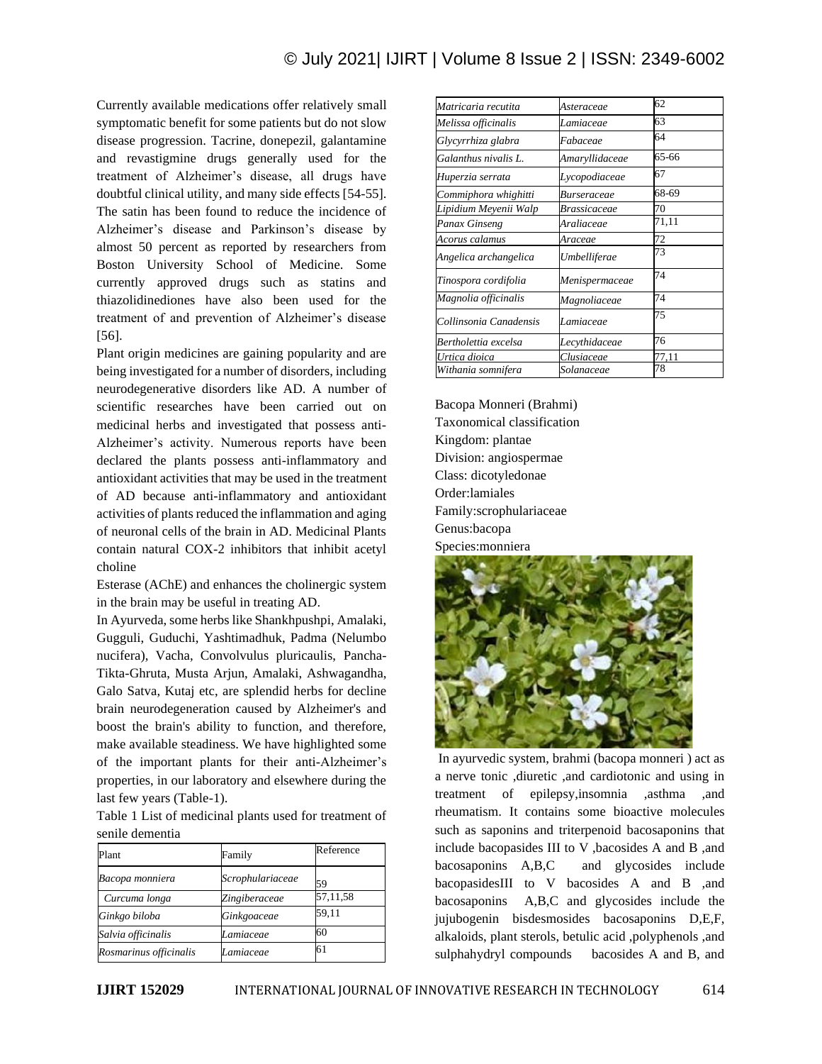Currently available medications offer relatively small symptomatic benefit for some patients but do not slow disease progression. Tacrine, donepezil, galantamine and revastigmine drugs generally used for the treatment of Alzheimer's disease, all drugs have doubtful clinical utility, and many side effects [54-55]. The satin has been found to reduce the incidence of Alzheimer's disease and Parkinson's disease by almost 50 percent as reported by researchers from Boston University School of Medicine. Some currently approved drugs such as statins and thiazolidinediones have also been used for the treatment of and prevention of Alzheimer's disease [56].

Plant origin medicines are gaining popularity and are being investigated for a number of disorders, including neurodegenerative disorders like AD. A number of scientific researches have been carried out on medicinal herbs and investigated that possess anti-Alzheimer's activity. Numerous reports have been declared the plants possess anti-inflammatory and antioxidant activities that may be used in the treatment of AD because anti-inflammatory and antioxidant activities of plants reduced the inflammation and aging of neuronal cells of the brain in AD. Medicinal Plants contain natural COX-2 inhibitors that inhibit acetyl choline

Esterase (AChE) and enhances the cholinergic system in the brain may be useful in treating AD.

In Ayurveda, some herbs like Shankhpushpi, Amalaki, Gugguli, Guduchi, Yashtimadhuk, Padma (Nelumbo nucifera), Vacha, Convolvulus pluricaulis, Pancha-Tikta-Ghruta, Musta Arjun, Amalaki, Ashwagandha, Galo Satva, Kutaj etc, are splendid herbs for decline brain neurodegeneration caused by Alzheimer's and boost the brain's ability to function, and therefore, make available steadiness. We have highlighted some of the important plants for their anti-Alzheimer's properties, in our laboratory and elsewhere during the last few years (Table-1).

Table 1 List of medicinal plants used for treatment of senile dementia

| Plant | Family | Reference |
|---|---|---|
| *Bacopa monniera* | *Scrophulariaceae* | 59 |
| *Curcuma longa* | *Zingiberaceae* | 57,11,58 |
| *Ginkgo biloba* | *Ginkgoaceae* | 59,11 |
| *Salvia officinalis* | *Lamiaceae* | 60 |
| *Rosmarinus officinalis* | *Lamiaceae* | 61 |
| *Matricaria recutita* | *Asteraceae* | 62 |
| *Melissa officinalis* | *Lamiaceae* | 63 |
| *Glycyrrhiza glabra* | *Fabaceae* | 64 |
| *Galanthus nivalis L.* | *Amaryllidaceae* | 65-66 |
| *Huperzia serrata* | *Lycopodiaceae* | 67 |
| *Commiphora whighitti* | *Burseraceae* | 68-69 |
| *Lipidium Meyenii Walp* | *Brassicaceae* | 70 |
| *Panax Ginseng* | *Araliaceae* | 71,11 |
| *Acorus calamus* | *Araceae* | 72 |
| *Angelica archangelica* | *Umbelliferae* | 73 |
| *Tinospora cordifolia* | *Menispermaceae* | 74 |
| *Magnolia officinalis* | *Magnoliaceae* | 74 |
| *Collinsonia Canadensis* | *Lamiaceae* | 75 |
| *Bertholettia excelsa* | *Lecythidaceae* | 76 |
| *Urtica dioica* | *Clusiaceae* | 77,11 |
| *Withania somnifera* | *Solanaceae* | 78 |

Bacopa Monneri (Brahmi)
Taxonomical classification
Kingdom: plantae
Division: angiospermae
Class: dicotyledonae
Order:lamiales
Family:scrophulariaceae
Genus:bacopa
Species:monniera

In ayurvedic system, brahmi (bacopa monneri ) act as a nerve tonic ,diuretic ,and cardiotonic and using in treatment of epilepsy,insomnia ,asthma ,and rheumatism. It contains some bioactive molecules such as saponins and triterpenoid bacosaponins that include bacopasides III to V ,bacosides A and B ,and bacosaponins A,B,C and glycosides include bacopasidesIII to V bacosides A and B ,and bacosaponins A,B,C and glycosides include the jujubogenin bisdesmosides bacosaponins D,E,F, alkaloids, plant sterols, betulic acid ,polyphenols ,and sulphahydryl compounds bacosides A and B, and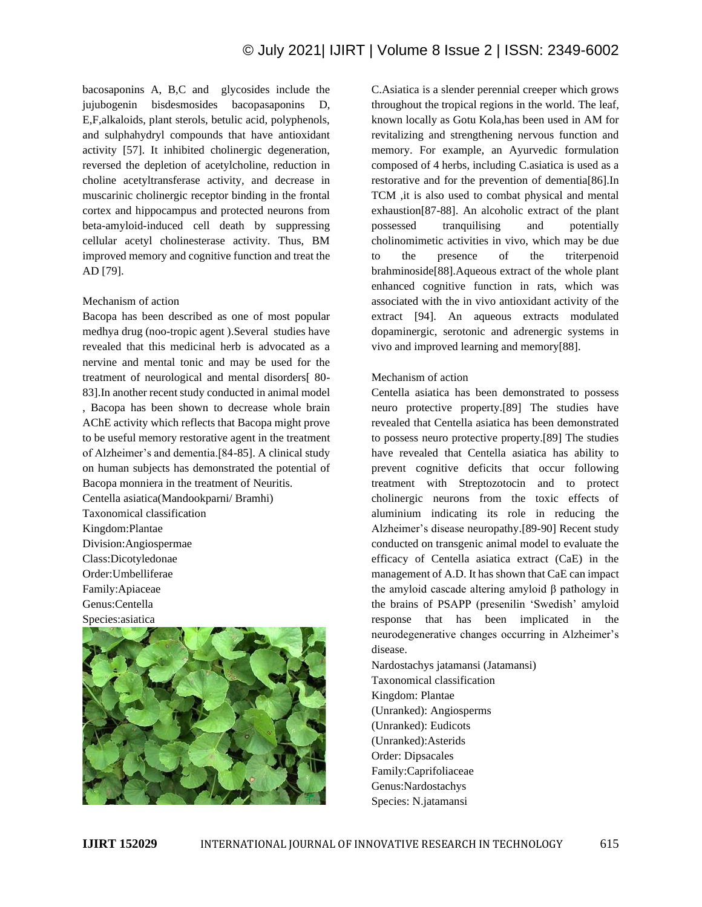bacosaponins A, B,C and glycosides include the jujubogenin bisdesmosides bacopasaponins D, E,F,alkaloids, plant sterols, betulic acid, polyphenols, and sulphahydryl compounds that have antioxidant activity [57]. It inhibited cholinergic degeneration, reversed the depletion of acetylcholine, reduction in choline acetyltransferase activity, and decrease in muscarinic cholinergic receptor binding in the frontal cortex and hippocampus and protected neurons from beta-amyloid-induced cell death by suppressing cellular acetyl cholinesterase activity. Thus, BM improved memory and cognitive function and treat the AD [79].

Mechanism of action

Bacopa has been described as one of most popular medhya drug (noo-tropic agent ).Several studies have revealed that this medicinal herb is advocated as a nervine and mental tonic and may be used for the treatment of neurological and mental disorders[ 80-83].In another recent study conducted in animal model , Bacopa has been shown to decrease whole brain AChE activity which reflects that Bacopa might prove to be useful memory restorative agent in the treatment of Alzheimer's and dementia.[84-85]. A clinical study on human subjects has demonstrated the potential of Bacopa monniera in the treatment of Neuritis.

Centella asiatica(Mandookparni/ Bramhi)

Taxonomical classification

Kingdom:Plantae
Division:Angiospermae
Class:Dicotyledonae
Order:Umbelliferae
Family:Apiaceae
Genus:Centella
Species:asiatica

C.Asiatica is a slender perennial creeper which grows throughout the tropical regions in the world. The leaf, known locally as Gotu Kola,has been used in AM for revitalizing and strengthening nervous function and memory. For example, an Ayurvedic formulation composed of 4 herbs, including C.asiatica is used as a restorative and for the prevention of dementia[86].In TCM ,it is also used to combat physical and mental exhaustion[87-88]. An alcoholic extract of the plant possessed tranquilising and potentially cholinomimetic activities in vivo, which may be due to the presence of the triterpenoid brahminoside[88].Aqueous extract of the whole plant enhanced cognitive function in rats, which was associated with the in vivo antioxidant activity of the extract [94]. An aqueous extracts modulated dopaminergic, serotonic and adrenergic systems in vivo and improved learning and memory[88].

Mechanism of action

Centella asiatica has been demonstrated to possess neuro protective property.[89] The studies have revealed that Centella asiatica has been demonstrated to possess neuro protective property.[89] The studies have revealed that Centella asiatica has ability to prevent cognitive deficits that occur following treatment with Streptozotocin and to protect cholinergic neurons from the toxic effects of aluminium indicating its role in reducing the Alzheimer's disease neuropathy.[89-90] Recent study conducted on transgenic animal model to evaluate the efficacy of Centella asiatica extract (CaE) in the management of A.D. It has shown that CaE can impact the amyloid cascade altering amyloid β pathology in the brains of PSAPP (presenilin 'Swedish' amyloid response that has been implicated in the neurodegenerative changes occurring in Alzheimer's disease.

Nardostachys jatamansi (Jatamansi)

Taxonomical classification

Kingdom: Plantae
(Unranked): Angiosperms
(Unranked): Eudicots
(Unranked):Asterids
Order: Dipsacales
Family:Caprifoliaceae
Genus:Nardostachys
Species: N.jatamansi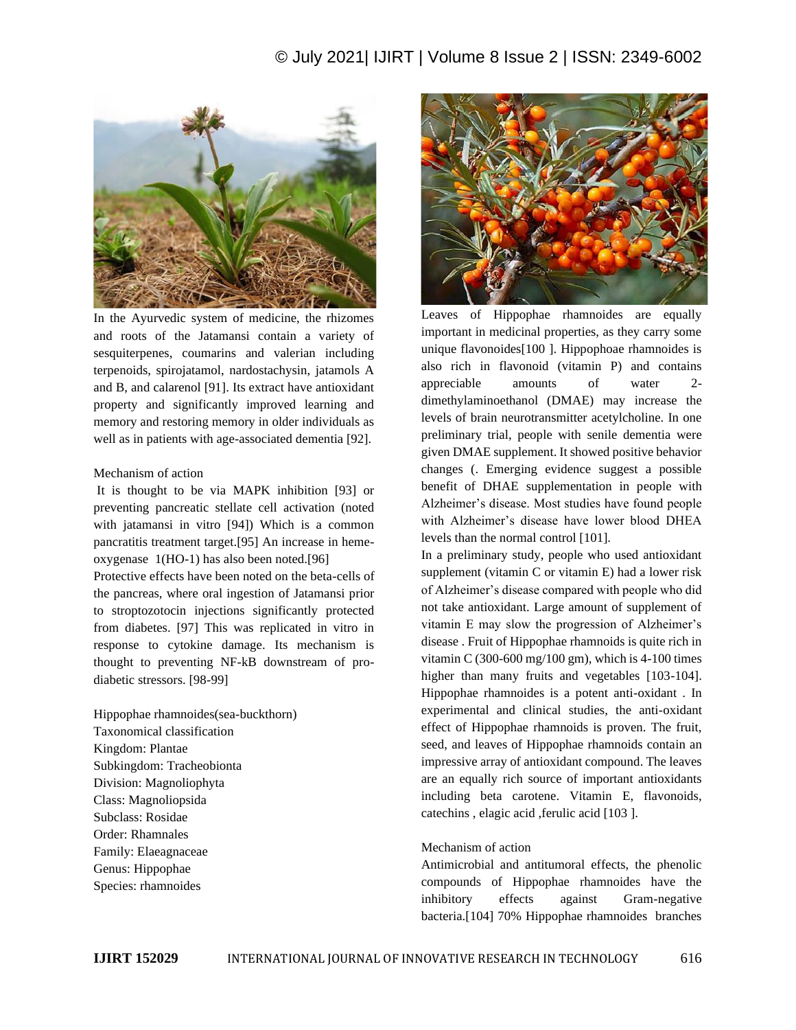In the Ayurvedic system of medicine, the rhizomes and roots of the Jatamansi contain a variety of sesquiterpenes, coumarins and valerian including terpenoids, spirojatamol, nardostachysin, jatamols A and B, and calarenol [91]. Its extract have antioxidant property and significantly improved learning and memory and restoring memory in older individuals as well as in patients with age-associated dementia [92].

Mechanism of action

It is thought to be via MAPK inhibition [93] or preventing pancreatic stellate cell activation (noted with jatamansi in vitro [94]) Which is a common pancratitis treatment target.[95] An increase in heme-oxygenase 1(HO-1) has also been noted.[96]

Protective effects have been noted on the beta-cells of the pancreas, where oral ingestion of Jatamansi prior to stroptozotocin injections significantly protected from diabetes. [97] This was replicated in vitro in response to cytokine damage. Its mechanism is thought to preventing NF-kB downstream of pro-diabetic stressors. [98-99]

Hippophae rhamnoides(sea-buckthorn)
Taxonomical classification
Kingdom: Plantae
Subkingdom: Tracheobionta
Division: Magnoliophyta
Class: Magnoliopsida
Subclass: Rosidae
Order: Rhamnales
Family: Elaeagnaceae
Genus: Hippophae
Species: rhamnoides

Leaves of Hippophae rhamnoides are equally important in medicinal properties, as they carry some unique flavonoides[100 ]. Hippophoae rhamnoides is also rich in flavonoid (vitamin P) and contains appreciable amounts of water 2-dimethylaminoethanol (DMAE) may increase the levels of brain neurotransmitter acetylcholine. In one preliminary trial, people with senile dementia were given DMAE supplement. It showed positive behavior changes (. Emerging evidence suggest a possible benefit of DHAE supplementation in people with Alzheimer's disease. Most studies have found people with Alzheimer's disease have lower blood DHEA levels than the normal control [101].

In a preliminary study, people who used antioxidant supplement (vitamin C or vitamin E) had a lower risk of Alzheimer's disease compared with people who did not take antioxidant. Large amount of supplement of vitamin E may slow the progression of Alzheimer's disease . Fruit of Hippophae rhamnoids is quite rich in vitamin C (300-600 mg/100 gm), which is 4-100 times higher than many fruits and vegetables [103-104]. Hippophae rhamnoides is a potent anti-oxidant . In experimental and clinical studies, the anti-oxidant effect of Hippophae rhamnoids is proven. The fruit, seed, and leaves of Hippophae rhamnoids contain an impressive array of antioxidant compound. The leaves are an equally rich source of important antioxidants including beta carotene. Vitamin E, flavonoids, catechins , elagic acid ,ferulic acid [103 ].

Mechanism of action

Antimicrobial and antitumoral effects, the phenolic compounds of Hippophae rhamnoides have the inhibitory effects against Gram-negative bacteria.[104] 70% Hippophae rhamnoides branches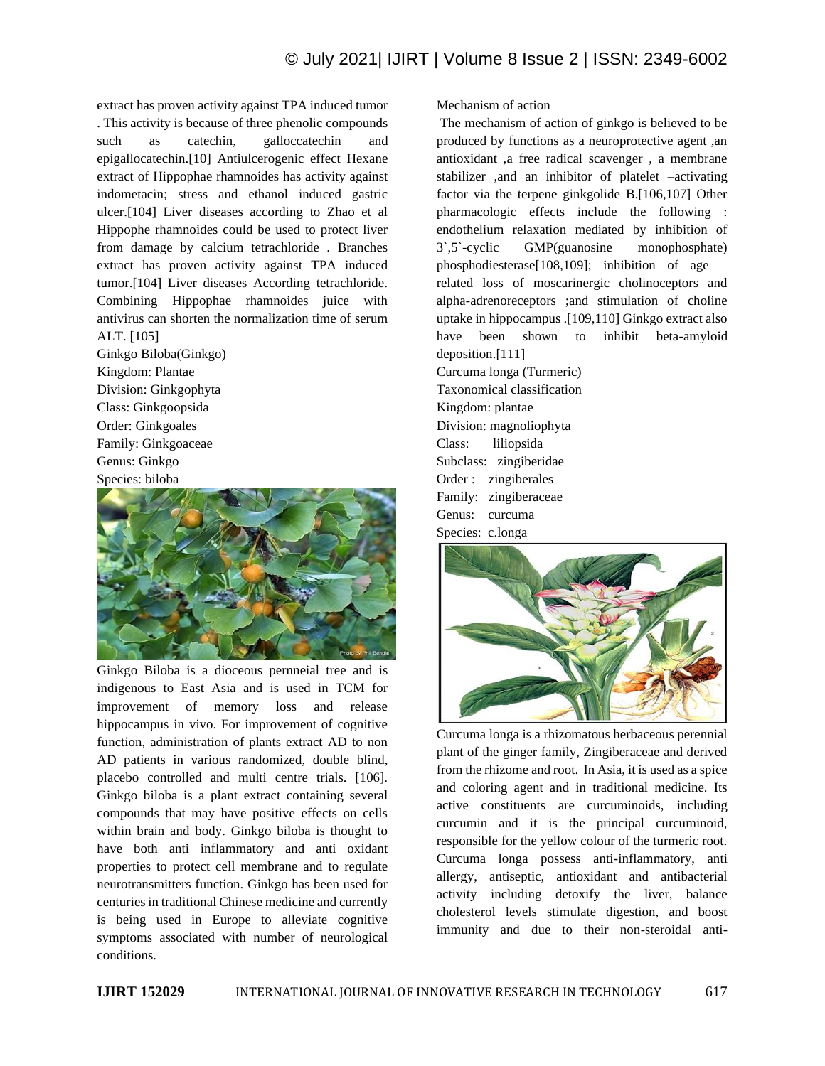extract has proven activity against TPA induced tumor . This activity is because of three phenolic compounds such as catechin, galloccatechin and epigallocatechin.[10] Antiulcerogenic effect Hexane extract of Hippophae rhamnoides has activity against indometacin; stress and ethanol induced gastric ulcer.[104] Liver diseases according to Zhao et al Hippophe rhamnoides could be used to protect liver from damage by calcium tetrachloride . Branches extract has proven activity against TPA induced tumor.[104] Liver diseases According tetrachloride. Combining Hippophae rhamnoides juice with antivirus can shorten the normalization time of serum ALT. [105]

Ginkgo Biloba(Ginkgo)

Kingdom: Plantae

Division: Ginkgophyta

Class: Ginkgoopsida

Order: Ginkgoales

Family: Ginkgoaceae

Genus: Ginkgo

Species: biloba

Ginkgo Biloba is a dioceous pernneial tree and is indigenous to East Asia and is used in TCM for improvement of memory loss and release hippocampus in vivo. For improvement of cognitive function, administration of plants extract AD to non AD patients in various randomized, double blind, placebo controlled and multi centre trials. [106]. Ginkgo biloba is a plant extract containing several compounds that may have positive effects on cells within brain and body. Ginkgo biloba is thought to have both anti inflammatory and anti oxidant properties to protect cell membrane and to regulate neurotransmitters function. Ginkgo has been used for centuries in traditional Chinese medicine and currently is being used in Europe to alleviate cognitive symptoms associated with number of neurological conditions.

Mechanism of action

The mechanism of action of ginkgo is believed to be produced by functions as a neuroprotective agent ,an antioxidant ,a free radical scavenger , a membrane stabilizer ,and an inhibitor of platelet –activating factor via the terpene ginkgolide B.[106,107] Other pharmacologic effects include the following : endothelium relaxation mediated by inhibition of 3`,5`-cyclic GMP(guanosine monophosphate) phosphodiesterase[108,109]; inhibition of age – related loss of moscarinergic cholinoceptors and alpha-adrenoreceptors ;and stimulation of choline uptake in hippocampus .[109,110] Ginkgo extract also have been shown to inhibit beta-amyloid deposition.[111]

Curcuma longa (Turmeric)

Taxonomical classification

Kingdom: plantae

Division: magnoliophyta

Class: liliopsida

Subclass: zingiberidae

Order : zingiberales

Family: zingiberaceae

Genus: curcuma

Species: c.longa

Curcuma longa is a rhizomatous herbaceous perennial plant of the ginger family, Zingiberaceae and derived from the rhizome and root. In Asia, it is used as a spice and coloring agent and in traditional medicine. Its active constituents are curcuminoids, including curcumin and it is the principal curcuminoid, responsible for the yellow colour of the turmeric root. Curcuma longa possess anti-inflammatory, anti allergy, antiseptic, antioxidant and antibacterial activity including detoxify the liver, balance cholesterol levels stimulate digestion, and boost immunity and due to their non-steroidal anti-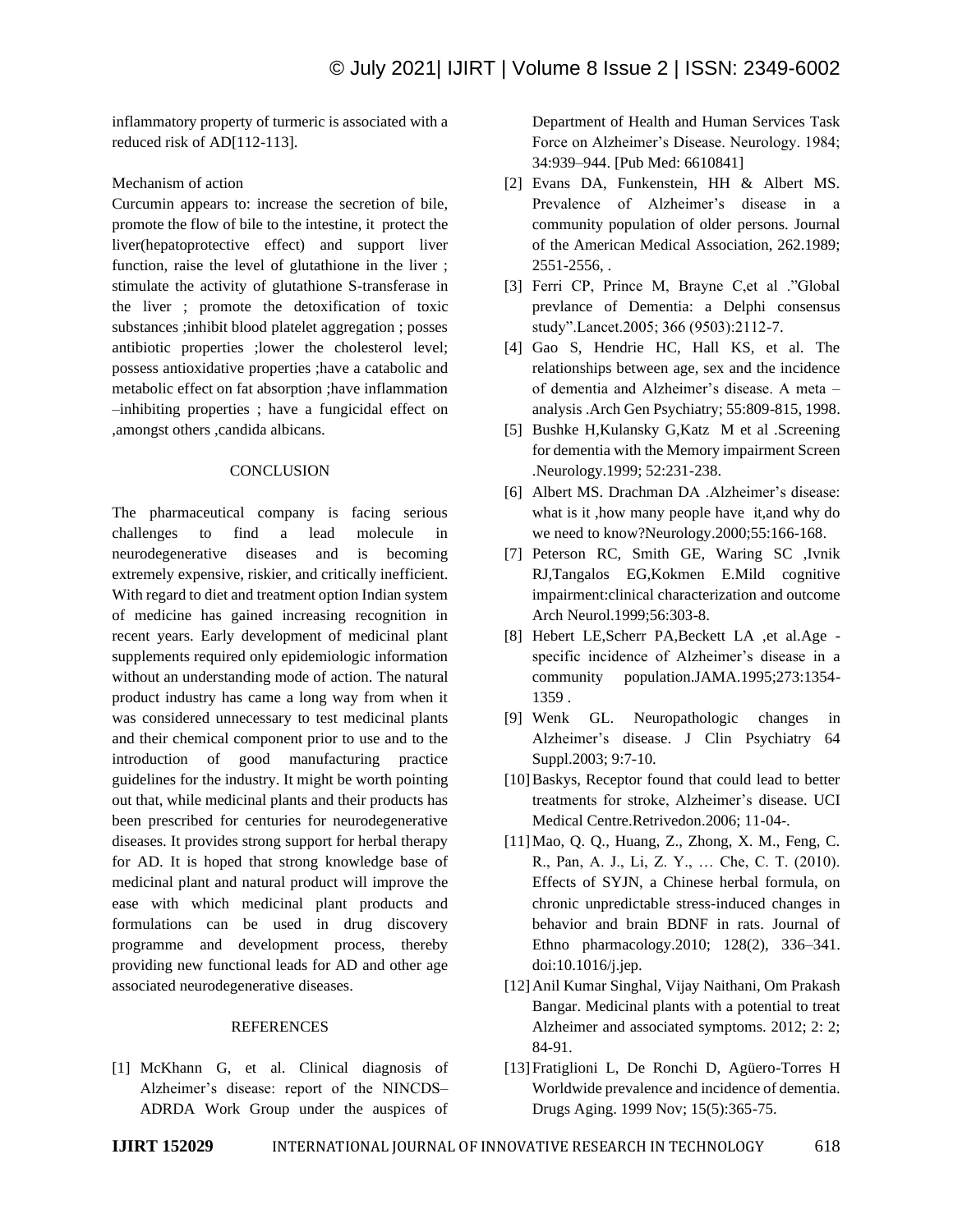inflammatory property of turmeric is associated with a reduced risk of AD[112-113].

Mechanism of action

Curcumin appears to: increase the secretion of bile, promote the flow of bile to the intestine, it protect the liver(hepatoprotective effect) and support liver function, raise the level of glutathione in the liver ; stimulate the activity of glutathione S-transferase in the liver ; promote the detoxification of toxic substances ;inhibit blood platelet aggregation ; posses antibiotic properties ;lower the cholesterol level; possess antioxidative properties ;have a catabolic and metabolic effect on fat absorption ;have inflammation –inhibiting properties ; have a fungicidal effect on ,amongst others ,candida albicans.

## CONCLUSION

The pharmaceutical company is facing serious challenges to find a lead molecule in neurodegenerative diseases and is becoming extremely expensive, riskier, and critically inefficient. With regard to diet and treatment option Indian system of medicine has gained increasing recognition in recent years. Early development of medicinal plant supplements required only epidemiologic information without an understanding mode of action. The natural product industry has came a long way from when it was considered unnecessary to test medicinal plants and their chemical component prior to use and to the introduction of good manufacturing practice guidelines for the industry. It might be worth pointing out that, while medicinal plants and their products has been prescribed for centuries for neurodegenerative diseases. It provides strong support for herbal therapy for AD. It is hoped that strong knowledge base of medicinal plant and natural product will improve the ease with which medicinal plant products and formulations can be used in drug discovery programme and development process, thereby providing new functional leads for AD and other age associated neurodegenerative diseases.

## REFERENCES

[1] McKhann G, et al. Clinical diagnosis of Alzheimer's disease: report of the NINCDS–ADRDA Work Group under the auspices of Department of Health and Human Services Task Force on Alzheimer's Disease. Neurology. 1984; 34:939–944. [Pub Med: 6610841]

[2] Evans DA, Funkenstein, HH & Albert MS. Prevalence of Alzheimer's disease in a community population of older persons. Journal of the American Medical Association, 262.1989; 2551-2556, .

[3] Ferri CP, Prince M, Brayne C,et al ."Global prevlance of Dementia: a Delphi consensus study".Lancet.2005; 366 (9503):2112-7.

[4] Gao S, Hendrie HC, Hall KS, et al. The relationships between age, sex and the incidence of dementia and Alzheimer's disease. A meta – analysis .Arch Gen Psychiatry; 55:809-815, 1998.

[5] Bushke H,Kulansky G,Katz M et al .Screening for dementia with the Memory impairment Screen .Neurology.1999; 52:231-238.

[6] Albert MS. Drachman DA .Alzheimer's disease: what is it ,how many people have it,and why do we need to know?Neurology.2000;55:166-168.

[7] Peterson RC, Smith GE, Waring SC ,Ivnik RJ,Tangalos EG,Kokmen E.Mild cognitive impairment:clinical characterization and outcome Arch Neurol.1999;56:303-8.

[8] Hebert LE,Scherr PA,Beckett LA ,et al.Age - specific incidence of Alzheimer's disease in a community population.JAMA.1995;273:1354-1359 .

[9] Wenk GL. Neuropathologic changes in Alzheimer's disease. J Clin Psychiatry 64 Suppl.2003; 9:7-10.

[10] Baskys, Receptor found that could lead to better treatments for stroke, Alzheimer's disease. UCI Medical Centre.Retrivedon.2006; 11-04-.

[11] Mao, Q. Q., Huang, Z., Zhong, X. M., Feng, C. R., Pan, A. J., Li, Z. Y., … Che, C. T. (2010). Effects of SYJN, a Chinese herbal formula, on chronic unpredictable stress-induced changes in behavior and brain BDNF in rats. Journal of Ethno pharmacology.2010; 128(2), 336–341. doi:10.1016/j.jep.

[12] Anil Kumar Singhal, Vijay Naithani, Om Prakash Bangar. Medicinal plants with a potential to treat Alzheimer and associated symptoms. 2012; 2: 2; 84-91.

[13] Fratiglioni L, De Ronchi D, Agüero-Torres H Worldwide prevalence and incidence of dementia. Drugs Aging. 1999 Nov; 15(5):365-75.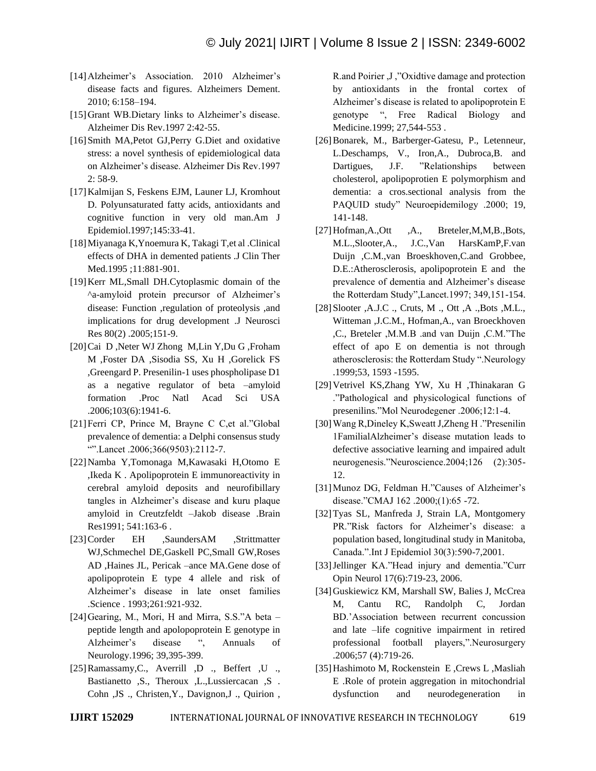[14] Alzheimer's Association. 2010 Alzheimer's disease facts and figures. Alzheimers Dement. 2010; 6:158–194.

[15] Grant WB.Dietary links to Alzheimer's disease. Alzheimer Dis Rev.1997 2:42-55.

[16] Smith MA,Petot GJ,Perry G.Diet and oxidative stress: a novel synthesis of epidemiological data on Alzheimer's disease. Alzheimer Dis Rev.1997 2: 58-9.

[17] Kalmijan S, Feskens EJM, Launer LJ, Kromhout D. Polyunsaturated fatty acids, antioxidants and cognitive function in very old man.Am J Epidemiol.1997;145:33-41.

[18] Miyanaga K,Ynoemura K, Takagi T,et al .Clinical effects of DHA in demented patients .J Clin Ther Med.1995 ;11:881-901.

[19] Kerr ML,Small DH.Cytoplasmic domain of the ^a-amyloid protein precursor of Alzheimer's disease: Function ,regulation of proteolysis ,and implications for drug development .J Neurosci Res 80(2) .2005;151-9.

[20] Cai D ,Neter WJ Zhong M,Lin Y,Du G ,Froham M ,Foster DA ,Sisodia SS, Xu H ,Gorelick FS ,Greengard P. Presenilin-1 uses phospholipase D1 as a negative regulator of beta –amyloid formation .Proc Natl Acad Sci USA .2006;103(6):1941-6.

[21] Ferri CP, Prince M, Brayne C C,et al."Global prevalence of dementia: a Delphi consensus study "".Lancet .2006;366(9503):2112-7.

[22] Namba Y,Tomonaga M,Kawasaki H,Otomo E ,Ikeda K . Apolipoprotein E immunoreactivity in cerebral amyloid deposits and neurofibillary tangles in Alzheimer's disease and kuru plaque amyloid in Creutzfeldt –Jakob disease .Brain Res1991; 541:163-6 .

[23] Corder EH ,SaundersAM ,Strittmatter WJ,Schmechel DE,Gaskell PC,Small GW,Roses AD ,Haines JL, Pericak –ance MA.Gene dose of apolipoprotein E type 4 allele and risk of Alzheimer's disease in late onset families .Science . 1993;261:921-932.

[24] Gearing, M., Mori, H and Mirra, S.S."A beta – peptide length and apolopoprotein E genotype in Alzheimer's disease ", Annuals of Neurology.1996; 39,395-399.

[25] Ramassamy,C., Averrill ,D ., Beffert ,U ., Bastianetto ,S., Theroux ,L.,Lussiercacan ,S . Cohn ,JS ., Christen,Y., Davignon,J ., Quirion , R.and Poirier ,J ,"Oxidtive damage and protection by antioxidants in the frontal cortex of Alzheimer's disease is related to apolipoprotein E genotype ", Free Radical Biology and Medicine.1999; 27,544-553 .

[26] Bonarek, M., Barberger-Gatesu, P., Letenneur, L.Deschamps, V., Iron,A., Dubroca,B. and Dartigues, J.F. "Relationships between cholesterol, apolipoprotien E polymorphism and dementia: a cros.sectional analysis from the PAQUID study" Neuroepidemilogy .2000; 19, 141-148.

[27] Hofman,A.,Ott ,A., Breteler,M,M,B.,Bots, M.L.,Slooter,A., J.C.,Van HarsKamP,F.van Duijn ,C.M.,van Broeskhoven,C.and Grobbee, D.E.:Atherosclerosis, apolipoprotein E and the prevalence of dementia and Alzheimer's disease the Rotterdam Study",Lancet.1997; 349,151-154.

[28] Slooter ,A.J.C ., Cruts, M ., Ott ,A .,Bots ,M.L., Witteman ,J.C.M., Hofman,A., van Broeckhoven ,C., Breteler ,M.M.B .and van Duijn ,C.M."The effect of apo E on dementia is not through atherosclerosis: the Rotterdam Study ".Neurology .1999;53, 1593 -1595.

[29] Vetrivel KS,Zhang YW, Xu H ,Thinakaran G ."Pathological and physicological functions of presenilins."Mol Neurodegener .2006;12:1-4.

[30] Wang R,Dineley K,Sweatt J,Zheng H ."Presenilin 1FamilialAlzheimer's disease mutation leads to defective associative learning and impaired adult neurogenesis."Neuroscience.2004;126 (2):305-12.

[31] Munoz DG, Feldman H."Causes of Alzheimer's disease."CMAJ 162 .2000;(1):65 -72.

[32] Tyas SL, Manfreda J, Strain LA, Montgomery PR."Risk factors for Alzheimer's disease: a population based, longitudinal study in Manitoba, Canada.".Int J Epidemiol 30(3):590-7,2001.

[33] Jellinger KA."Head injury and dementia."Curr Opin Neurol 17(6):719-23, 2006.

[34] Guskiewicz KM, Marshall SW, Balies J, McCrea M, Cantu RC, Randolph C, Jordan BD.'Association between recurrent concussion and late –life cognitive impairment in retired professional football players,".Neurosurgery .2006;57 (4):719-26.

[35] Hashimoto M, Rockenstein E ,Crews L ,Masliah E .Role of protein aggregation in mitochondrial dysfunction and neurodegeneration in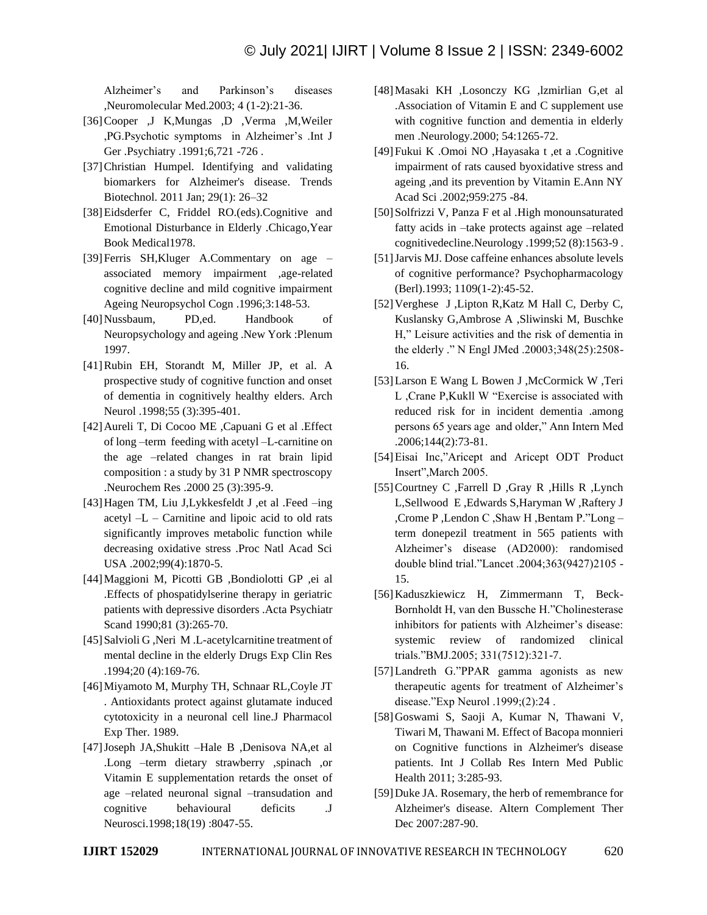Alzheimer's and Parkinson's diseases ,Neuromolecular Med.2003; 4 (1-2):21-36.

[36] Cooper ,J K,Mungas ,D ,Verma ,M,Weiler ,PG.Psychotic symptoms in Alzheimer's .Int J Ger .Psychiatry .1991;6,721 -726 .

[37] Christian Humpel. Identifying and validating biomarkers for Alzheimer's disease. Trends Biotechnol. 2011 Jan; 29(1): 26–32

[38] Eidsderfer C, Friddel RO.(eds).Cognitive and Emotional Disturbance in Elderly .Chicago,Year Book Medical1978.

[39] Ferris SH,Kluger A.Commentary on age –associated memory impairment ,age-related cognitive decline and mild cognitive impairment Ageing Neuropsychol Cogn .1996;3:148-53.

[40] Nussbaum, PD,ed. Handbook of Neuropsychology and ageing .New York :Plenum 1997.

[41] Rubin EH, Storandt M, Miller JP, et al. A prospective study of cognitive function and onset of dementia in cognitively healthy elders. Arch Neurol .1998;55 (3):395-401.

[42] Aureli T, Di Cocoo ME ,Capuani G et al .Effect of long –term feeding with acetyl –L-carnitine on the age –related changes in rat brain lipid composition : a study by 31 P NMR spectroscopy .Neurochem Res .2000 25 (3):395-9.

[43] Hagen TM, Liu J,Lykkesfeldt J ,et al .Feed –ing acetyl –L – Carnitine and lipoic acid to old rats significantly improves metabolic function while decreasing oxidative stress .Proc Natl Acad Sci USA .2002;99(4):1870-5.

[44] Maggioni M, Picotti GB ,Bondiolotti GP ,ei al .Effects of phospatidylserine therapy in geriatric patients with depressive disorders .Acta Psychiatr Scand 1990;81 (3):265-70.

[45] Salvioli G ,Neri M .L-acetylcarnitine treatment of mental decline in the elderly Drugs Exp Clin Res .1994;20 (4):169-76.

[46] Miyamoto M, Murphy TH, Schnaar RL,Coyle JT . Antioxidants protect against glutamate induced cytotoxicity in a neuronal cell line.J Pharmacol Exp Ther. 1989.

[47] Joseph JA,Shukitt –Hale B ,Denisova NA,et al .Long –term dietary strawberry ,spinach ,or Vitamin E supplementation retards the onset of age –related neuronal signal –transudation and cognitive behavioural deficits .J Neurosci.1998;18(19) :8047-55.

[48] Masaki KH ,Losonczy KG ,lzmirlian G,et al .Association of Vitamin E and C supplement use with cognitive function and dementia in elderly men .Neurology.2000; 54:1265-72.

[49] Fukui K .Omoi NO ,Hayasaka t ,et a .Cognitive impairment of rats caused byoxidative stress and ageing ,and its prevention by Vitamin E.Ann NY Acad Sci .2002;959:275 -84.

[50] Solfrizzi V, Panza F et al .High monounsaturated fatty acids in –take protects against age –related cognitivedecline.Neurology .1999;52 (8):1563-9 .

[51] Jarvis MJ. Dose caffeine enhances absolute levels of cognitive performance? Psychopharmacology (Berl).1993; 1109(1-2):45-52.

[52] Verghese J ,Lipton R,Katz M Hall C, Derby C, Kuslansky G,Ambrose A ,Sliwinski M, Buschke H," Leisure activities and the risk of dementia in the elderly ." N Engl JMed .20003;348(25):2508-16.

[53] Larson E Wang L Bowen J ,McCormick W ,Teri L ,Crane P,Kukll W "Exercise is associated with reduced risk for in incident dementia .among persons 65 years age and older," Ann Intern Med .2006;144(2):73-81.

[54] Eisai Inc,"Aricept and Aricept ODT Product Insert",March 2005.

[55] Courtney C ,Farrell D ,Gray R ,Hills R ,Lynch L,Sellwood E ,Edwards S,Haryman W ,Raftery J ,Crome P ,Lendon C ,Shaw H ,Bentam P."Long –term donepezil treatment in 565 patients with Alzheimer's disease (AD2000): randomised double blind trial."Lancet .2004;363(9427)2105 -15.

[56] Kaduszkiewicz H, Zimmermann T, Beck-Bornholdt H, van den Bussche H."Cholinesterase inhibitors for patients with Alzheimer's disease: systemic review of randomized clinical trials."BMJ.2005; 331(7512):321-7.

[57] Landreth G."PPAR gamma agonists as new therapeutic agents for treatment of Alzheimer's disease."Exp Neurol .1999;(2):24 .

[58] Goswami S, Saoji A, Kumar N, Thawani V, Tiwari M, Thawani M. Effect of Bacopa monnieri on Cognitive functions in Alzheimer's disease patients. Int J Collab Res Intern Med Public Health 2011; 3:285-93.

[59] Duke JA. Rosemary, the herb of remembrance for Alzheimer's disease. Altern Complement Ther Dec 2007:287-90.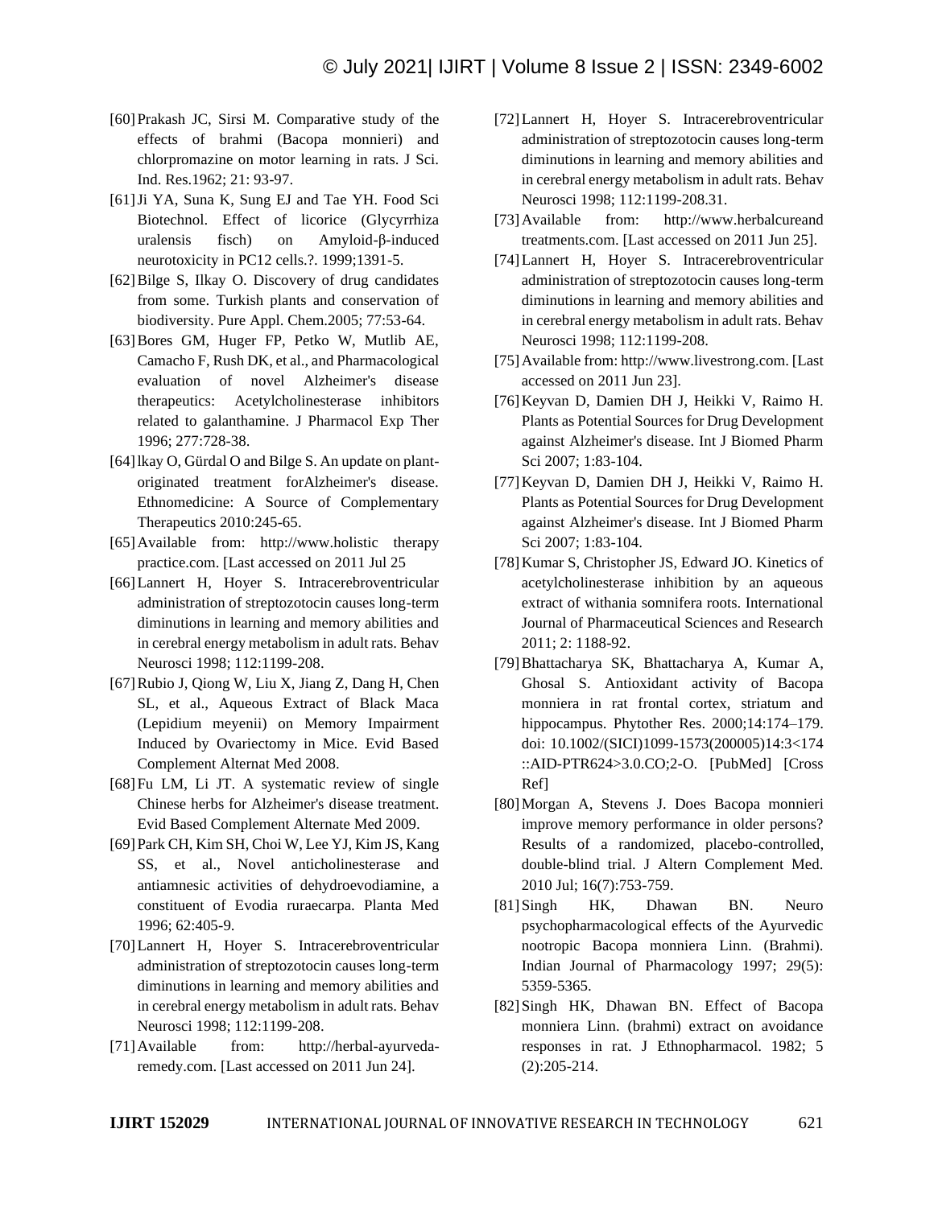[60] Prakash JC, Sirsi M. Comparative study of the effects of brahmi (Bacopa monnieri) and chlorpromazine on motor learning in rats. J Sci. Ind. Res.1962; 21: 93-97.

[61] Ji YA, Suna K, Sung EJ and Tae YH. Food Sci Biotechnol. Effect of licorice (Glycyrrhiza uralensis fisch) on Amyloid-β-induced neurotoxicity in PC12 cells.?. 1999;1391-5.

[62] Bilge S, Ilkay O. Discovery of drug candidates from some. Turkish plants and conservation of biodiversity. Pure Appl. Chem.2005; 77:53-64.

[63] Bores GM, Huger FP, Petko W, Mutlib AE, Camacho F, Rush DK, et al., and Pharmacological evaluation of novel Alzheimer's disease therapeutics: Acetylcholinesterase inhibitors related to galanthamine. J Pharmacol Exp Ther 1996; 277:728-38.

[64] lkay O, Gürdal O and Bilge S. An update on plant-originated treatment forAlzheimer's disease. Ethnomedicine: A Source of Complementary Therapeutics 2010:245-65.

[65] Available from: http://www.holistic therapy practice.com. [Last accessed on 2011 Jul 25

[66] Lannert H, Hoyer S. Intracerebroventricular administration of streptozotocin causes long-term diminutions in learning and memory abilities and in cerebral energy metabolism in adult rats. Behav Neurosci 1998; 112:1199-208.

[67] Rubio J, Qiong W, Liu X, Jiang Z, Dang H, Chen SL, et al., Aqueous Extract of Black Maca (Lepidium meyenii) on Memory Impairment Induced by Ovariectomy in Mice. Evid Based Complement Alternat Med 2008.

[68] Fu LM, Li JT. A systematic review of single Chinese herbs for Alzheimer's disease treatment. Evid Based Complement Alternate Med 2009.

[69] Park CH, Kim SH, Choi W, Lee YJ, Kim JS, Kang SS, et al., Novel anticholinesterase and antiamnesic activities of dehydroevodiamine, a constituent of Evodia ruraecarpa. Planta Med 1996; 62:405-9.

[70] Lannert H, Hoyer S. Intracerebroventricular administration of streptozotocin causes long-term diminutions in learning and memory abilities and in cerebral energy metabolism in adult rats. Behav Neurosci 1998; 112:1199-208.

[71] Available from: http://herbal-ayurveda-remedy.com. [Last accessed on 2011 Jun 24].

[72] Lannert H, Hoyer S. Intracerebroventricular administration of streptozotocin causes long-term diminutions in learning and memory abilities and in cerebral energy metabolism in adult rats. Behav Neurosci 1998; 112:1199-208.31.

[73] Available from: http://www.herbalcureand treatments.com. [Last accessed on 2011 Jun 25].

[74] Lannert H, Hoyer S. Intracerebroventricular administration of streptozotocin causes long-term diminutions in learning and memory abilities and in cerebral energy metabolism in adult rats. Behav Neurosci 1998; 112:1199-208.

[75] Available from: http://www.livestrong.com. [Last accessed on 2011 Jun 23].

[76] Keyvan D, Damien DH J, Heikki V, Raimo H. Plants as Potential Sources for Drug Development against Alzheimer's disease. Int J Biomed Pharm Sci 2007; 1:83-104.

[77] Keyvan D, Damien DH J, Heikki V, Raimo H. Plants as Potential Sources for Drug Development against Alzheimer's disease. Int J Biomed Pharm Sci 2007; 1:83-104.

[78] Kumar S, Christopher JS, Edward JO. Kinetics of acetylcholinesterase inhibition by an aqueous extract of withania somnifera roots. International Journal of Pharmaceutical Sciences and Research 2011; 2: 1188-92.

[79] Bhattacharya SK, Bhattacharya A, Kumar A, Ghosal S. Antioxidant activity of Bacopa monniera in rat frontal cortex, striatum and hippocampus. Phytother Res. 2000;14:174–179. doi: 10.1002/(SICI)1099-1573(200005)14:3<174::AID-PTR624>3.0.CO;2-O. [PubMed] [Cross Ref]

[80] Morgan A, Stevens J. Does Bacopa monnieri improve memory performance in older persons? Results of a randomized, placebo-controlled, double-blind trial. J Altern Complement Med. 2010 Jul; 16(7):753-759.

[81] Singh HK, Dhawan BN. Neuro psychopharmacological effects of the Ayurvedic nootropic Bacopa monniera Linn. (Brahmi). Indian Journal of Pharmacology 1997; 29(5): 5359-5365.

[82] Singh HK, Dhawan BN. Effect of Bacopa monniera Linn. (brahmi) extract on avoidance responses in rat. J Ethnopharmacol. 1982; 5 (2):205-214.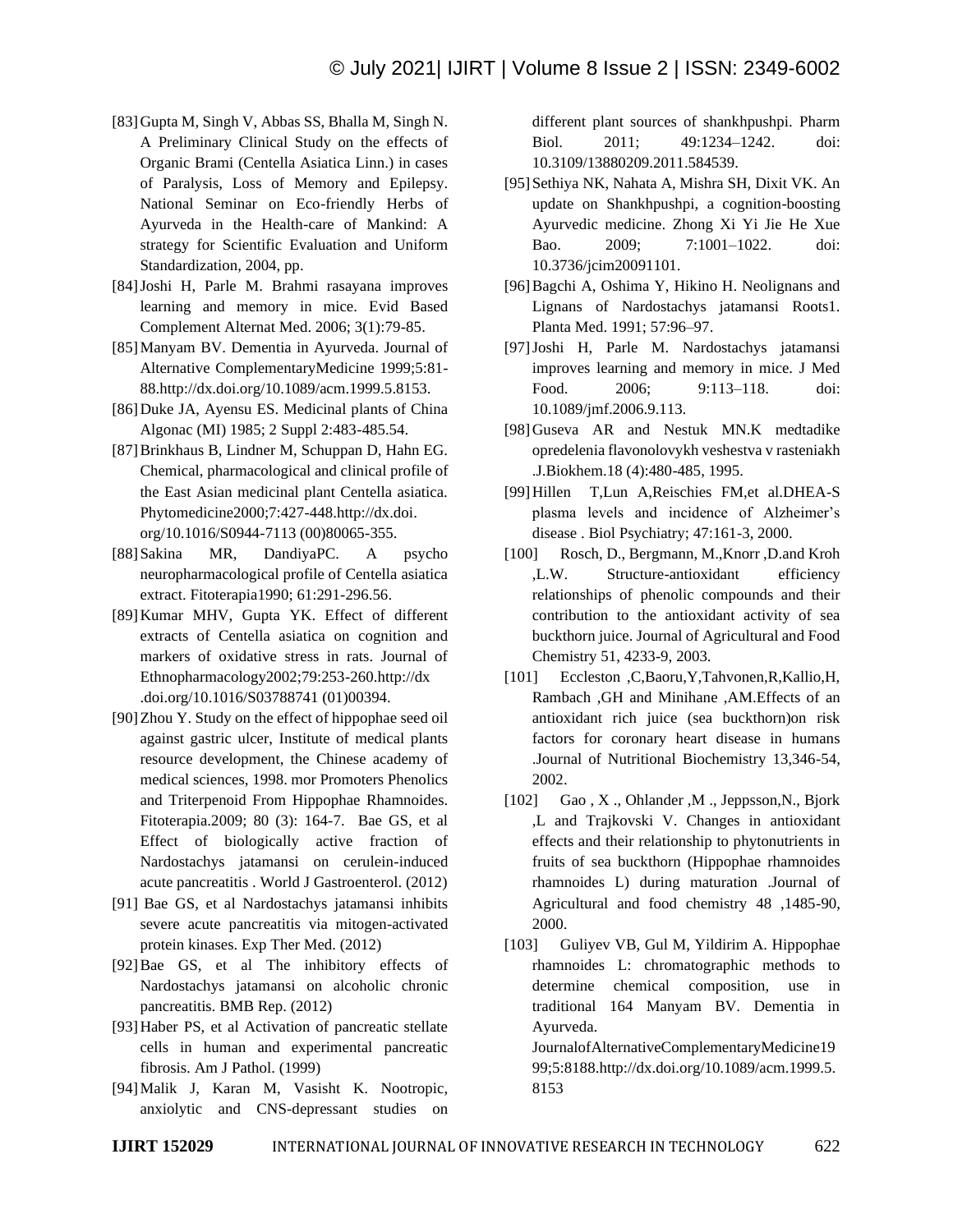[83] Gupta M, Singh V, Abbas SS, Bhalla M, Singh N. A Preliminary Clinical Study on the effects of Organic Brami (Centella Asiatica Linn.) in cases of Paralysis, Loss of Memory and Epilepsy. National Seminar on Eco-friendly Herbs of Ayurveda in the Health-care of Mankind: A strategy for Scientific Evaluation and Uniform Standardization, 2004, pp.

[84] Joshi H, Parle M. Brahmi rasayana improves learning and memory in mice. Evid Based Complement Alternat Med. 2006; 3(1):79-85.

[85] Manyam BV. Dementia in Ayurveda. Journal of Alternative ComplementaryMedicine 1999;5:81-88.http://dx.doi.org/10.1089/acm.1999.5.8153.

[86] Duke JA, Ayensu ES. Medicinal plants of China Algonac (MI) 1985; 2 Suppl 2:483-485.54.

[87] Brinkhaus B, Lindner M, Schuppan D, Hahn EG. Chemical, pharmacological and clinical profile of the East Asian medicinal plant Centella asiatica. Phytomedicine2000;7:427-448.http://dx.doi. org/10.1016/S0944-7113 (00)80065-355.

[88] Sakina MR, DandiyaPC. A psycho neuropharmacological profile of Centella asiatica extract. Fitoterapia1990; 61:291-296.56.

[89] Kumar MHV, Gupta YK. Effect of different extracts of Centella asiatica on cognition and markers of oxidative stress in rats. Journal of Ethnopharmacology2002;79:253-260.http://dx .doi.org/10.1016/S03788741 (01)00394.

[90] Zhou Y. Study on the effect of hippophae seed oil against gastric ulcer, Institute of medical plants resource development, the Chinese academy of medical sciences, 1998. mor Promoters Phenolics and Triterpenoid From Hippophae Rhamnoides. Fitoterapia.2009; 80 (3): 164-7. Bae GS, et al Effect of biologically active fraction of Nardostachys jatamansi on cerulein-induced acute pancreatitis . World J Gastroenterol. (2012)

[91] Bae GS, et al Nardostachys jatamansi inhibits severe acute pancreatitis via mitogen-activated protein kinases. Exp Ther Med. (2012)

[92] Bae GS, et al The inhibitory effects of Nardostachys jatamansi on alcoholic chronic pancreatitis. BMB Rep. (2012)

[93] Haber PS, et al Activation of pancreatic stellate cells in human and experimental pancreatic fibrosis. Am J Pathol. (1999)

[94] Malik J, Karan M, Vasisht K. Nootropic, anxiolytic and CNS-depressant studies on different plant sources of shankhpushpi. Pharm Biol. 2011; 49:1234–1242. doi: 10.3109/13880209.2011.584539.

[95] Sethiya NK, Nahata A, Mishra SH, Dixit VK. An update on Shankhpushpi, a cognition-boosting Ayurvedic medicine. Zhong Xi Yi Jie He Xue Bao. 2009; 7:1001–1022. doi: 10.3736/jcim20091101.

[96] Bagchi A, Oshima Y, Hikino H. Neolignans and Lignans of Nardostachys jatamansi Roots1. Planta Med. 1991; 57:96–97.

[97] Joshi H, Parle M. Nardostachys jatamansi improves learning and memory in mice. J Med Food. 2006; 9:113–118. doi: 10.1089/jmf.2006.9.113.

[98] Guseva AR and Nestuk MN.K medtadike opredelenia flavonolovykh veshestva v rasteniakh .J.Biokhem.18 (4):480-485, 1995.

[99] Hillen T,Lun A,Reischies FM,et al.DHEA-S plasma levels and incidence of Alzheimer's disease . Biol Psychiatry; 47:161-3, 2000.

[100] Rosch, D., Bergmann, M.,Knorr ,D.and Kroh ,L.W. Structure-antioxidant efficiency relationships of phenolic compounds and their contribution to the antioxidant activity of sea buckthorn juice. Journal of Agricultural and Food Chemistry 51, 4233-9, 2003.

[101] Eccleston ,C,Baoru,Y,Tahvonen,R,Kallio,H, Rambach ,GH and Minihane ,AM.Effects of an antioxidant rich juice (sea buckthorn)on risk factors for coronary heart disease in humans .Journal of Nutritional Biochemistry 13,346-54, 2002.

[102] Gao , X ., Ohlander ,M ., Jeppsson,N., Bjork ,L and Trajkovski V. Changes in antioxidant effects and their relationship to phytonutrients in fruits of sea buckthorn (Hippophae rhamnoides rhamnoides L) during maturation .Journal of Agricultural and food chemistry 48 ,1485-90, 2000.

[103] Guliyev VB, Gul M, Yildirim A. Hippophae rhamnoides L: chromatographic methods to determine chemical composition, use in traditional 164 Manyam BV. Dementia in Ayurveda. JournalofAlternativeComplementaryMedicine1999;5:8188.http://dx.doi.org/10.1089/acm.1999.5.8153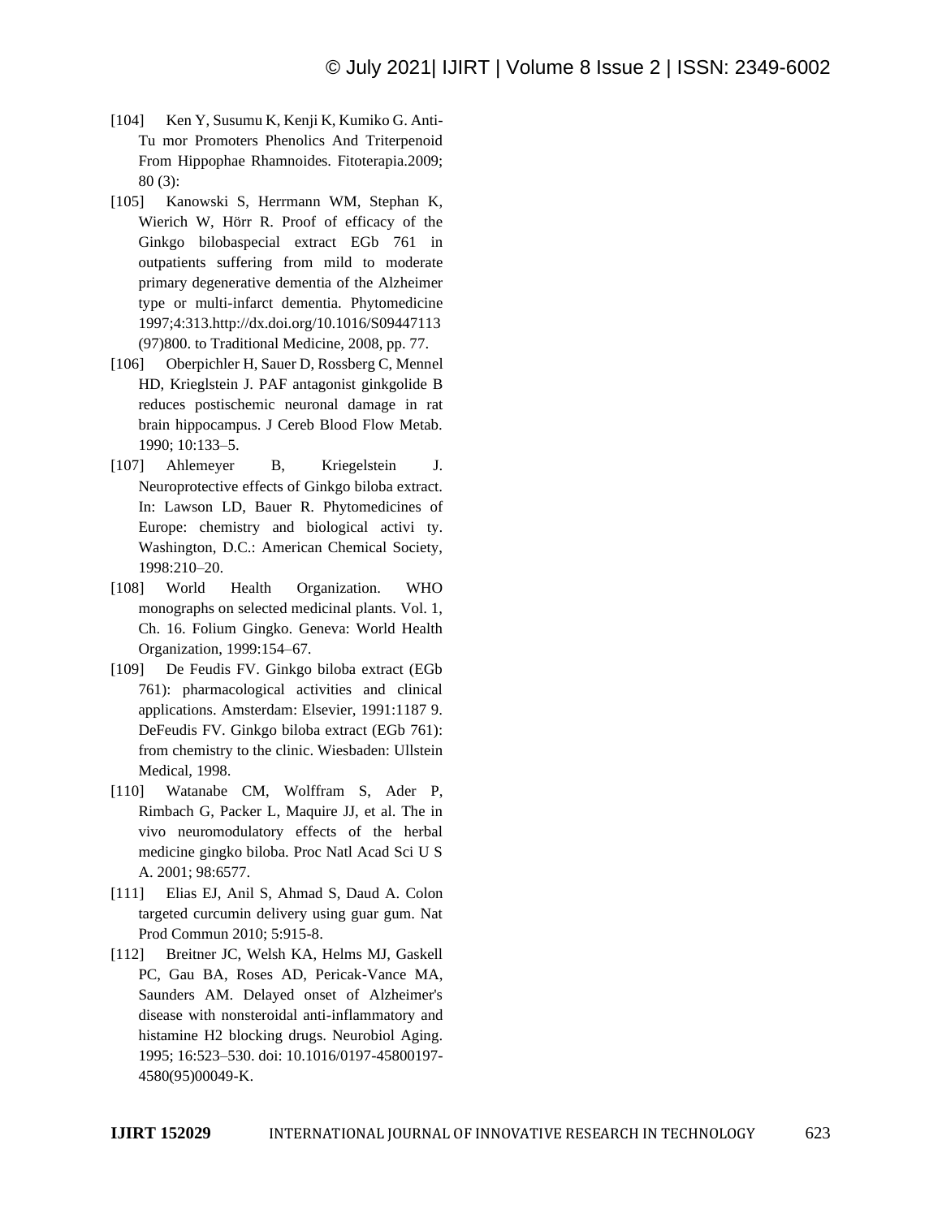[104] Ken Y, Susumu K, Kenji K, Kumiko G. Anti-Tu mor Promoters Phenolics And Triterpenoid From Hippophae Rhamnoides. Fitoterapia.2009; 80 (3):

[105] Kanowski S, Herrmann WM, Stephan K, Wierich W, Hörr R. Proof of efficacy of the Ginkgo bilobaspecial extract EGb 761 in outpatients suffering from mild to moderate primary degenerative dementia of the Alzheimer type or multi-infarct dementia. Phytomedicine 1997;4:313.http://dx.doi.org/10.1016/S09447113 (97)800. to Traditional Medicine, 2008, pp. 77.

[106] Oberpichler H, Sauer D, Rossberg C, Mennel HD, Krieglstein J. PAF antagonist ginkgolide B reduces postischemic neuronal damage in rat brain hippocampus. J Cereb Blood Flow Metab. 1990; 10:133–5.

[107] Ahlemeyer B, Kriegelstein J. Neuroprotective effects of Ginkgo biloba extract. In: Lawson LD, Bauer R. Phytomedicines of Europe: chemistry and biological activi ty. Washington, D.C.: American Chemical Society, 1998:210–20.

[108] World Health Organization. WHO monographs on selected medicinal plants. Vol. 1, Ch. 16. Folium Gingko. Geneva: World Health Organization, 1999:154–67.

[109] De Feudis FV. Ginkgo biloba extract (EGb 761): pharmacological activities and clinical applications. Amsterdam: Elsevier, 1991:1187 9. DeFeudis FV. Ginkgo biloba extract (EGb 761): from chemistry to the clinic. Wiesbaden: Ullstein Medical, 1998.

[110] Watanabe CM, Wolffram S, Ader P, Rimbach G, Packer L, Maquire JJ, et al. The in vivo neuromodulatory effects of the herbal medicine gingko biloba. Proc Natl Acad Sci U S A. 2001; 98:6577.

[111] Elias EJ, Anil S, Ahmad S, Daud A. Colon targeted curcumin delivery using guar gum. Nat Prod Commun 2010; 5:915-8.

[112] Breitner JC, Welsh KA, Helms MJ, Gaskell PC, Gau BA, Roses AD, Pericak-Vance MA, Saunders AM. Delayed onset of Alzheimer's disease with nonsteroidal anti-inflammatory and histamine H2 blocking drugs. Neurobiol Aging. 1995; 16:523–530. doi: 10.1016/0197-45800197-4580(95)00049-K.